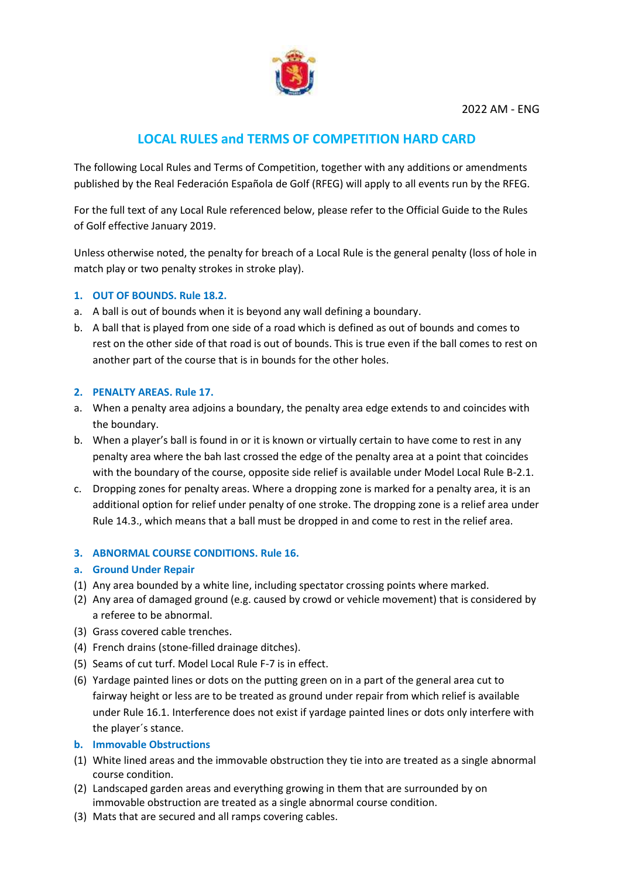2022 AM - ENG

# LOCAL RULES and TERMS OF COMPETITION HARD CARD

The following Local Rules and Terms of Competition, together with any additions or amendments published by the Real Federación Española de Golf (RFEG) will apply to all events run by the RFEG.

For the full text of any Local Rule referenced below, please refer to the Official Guide to the Rules of Golf effective January 2019.

Unless otherwise noted, the penalty for breach of a Local Rule is the general penalty (loss of hole in match play or two penalty strokes in stroke play).

## 1. OUT OF BOUNDS. Rule 18.2.

a. A ball is out of bounds when it is beyond any wall defining a boundary.

b. A ball that is played from one side of a road which is defined as out of bounds and comes to rest on the other side of that road is out of bounds. This is true even if the ball comes to rest on another part of the course that is in bounds for the other holes.

## 2. PENALTY AREAS. Rule 17.

a. When a penalty area adjoins a boundary, the penalty area edge extends to and coincides with the boundary.

b. When a player's ball is found in or it is known or virtually certain to have come to rest in any penalty area where the bah last crossed the edge of the penalty area at a point that coincides with the boundary of the course, opposite side relief is available under Model Local Rule B-2.1.

c. Dropping zones for penalty areas. Where a dropping zone is marked for a penalty area, it is an additional option for relief under penalty of one stroke. The dropping zone is a relief area under Rule 14.3., which means that a ball must be dropped in and come to rest in the relief area.

## 3. ABNORMAL COURSE CONDITIONS. Rule 16.

### a. Ground Under Repair

(1) Any area bounded by a white line, including spectator crossing points where marked.

(2) Any area of damaged ground (e.g. caused by crowd or vehicle movement) that is considered by a referee to be abnormal.

(3) Grass covered cable trenches.

(4) French drains (stone-filled drainage ditches).

(5) Seams of cut turf. Model Local Rule F-7 is in effect.

(6) Yardage painted lines or dots on the putting green on in a part of the general area cut to fairway height or less are to be treated as ground under repair from which relief is available under Rule 16.1. Interference does not exist if yardage painted lines or dots only interfere with the player´s stance.

### b. Immovable Obstructions

(1) White lined areas and the immovable obstruction they tie into are treated as a single abnormal course condition.

(2) Landscaped garden areas and everything growing in them that are surrounded by on immovable obstruction are treated as a single abnormal course condition.

(3) Mats that are secured and all ramps covering cables.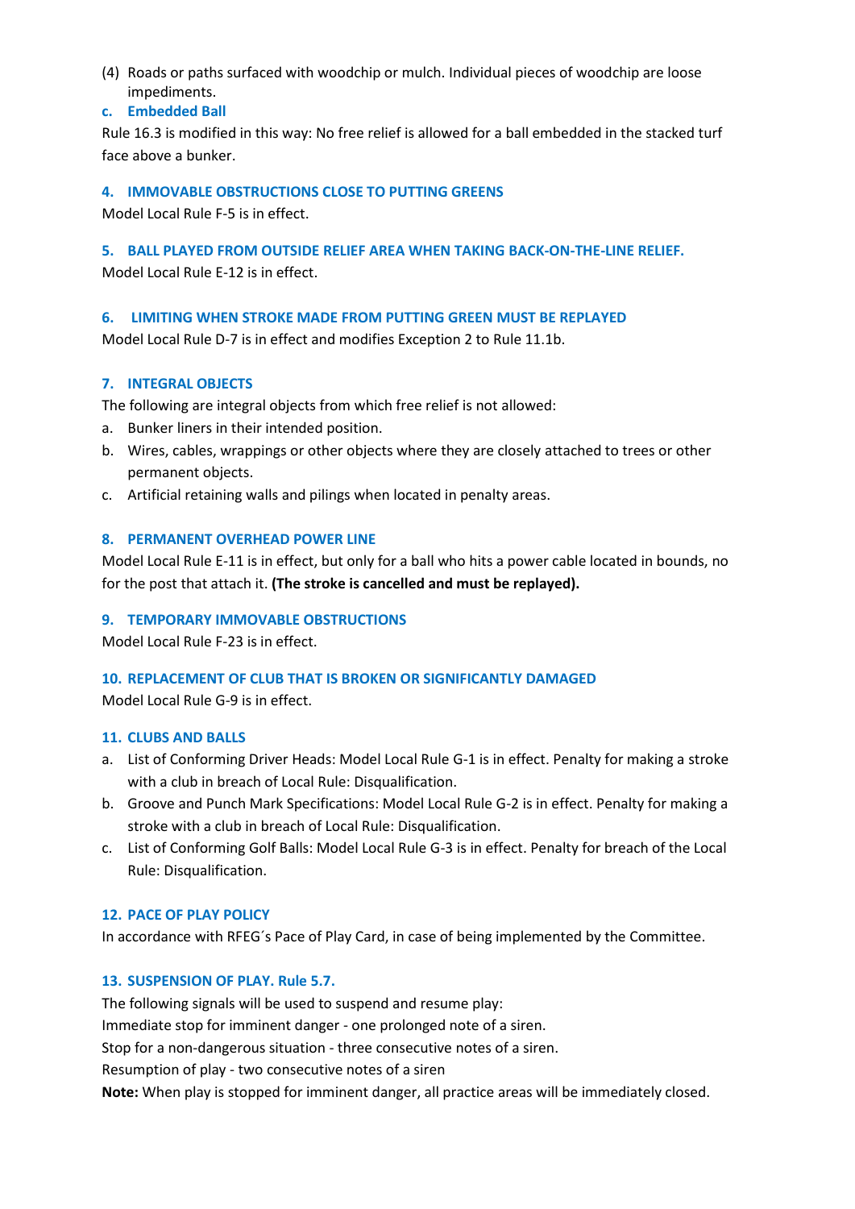(4) Roads or paths surfaced with woodchip or mulch. Individual pieces of woodchip are loose impediments.

### c. Embedded Ball

Rule 16.3 is modified in this way: No free relief is allowed for a ball embedded in the stacked turf face above a bunker.

## 4. IMMOVABLE OBSTRUCTIONS CLOSE TO PUTTING GREENS

Model Local Rule F-5 is in effect.

## 5. BALL PLAYED FROM OUTSIDE RELIEF AREA WHEN TAKING BACK-ON-THE-LINE RELIEF.

Model Local Rule E-12 is in effect.

## 6. LIMITING WHEN STROKE MADE FROM PUTTING GREEN MUST BE REPLAYED

Model Local Rule D-7 is in effect and modifies Exception 2 to Rule 11.1b.

## 7. INTEGRAL OBJECTS

The following are integral objects from which free relief is not allowed:

a. Bunker liners in their intended position.
b. Wires, cables, wrappings or other objects where they are closely attached to trees or other permanent objects.
c. Artificial retaining walls and pilings when located in penalty areas.

## 8. PERMANENT OVERHEAD POWER LINE

Model Local Rule E-11 is in effect, but only for a ball who hits a power cable located in bounds, no for the post that attach it. **(The stroke is cancelled and must be replayed).**

## 9. TEMPORARY IMMOVABLE OBSTRUCTIONS

Model Local Rule F-23 is in effect.

## 10. REPLACEMENT OF CLUB THAT IS BROKEN OR SIGNIFICANTLY DAMAGED

Model Local Rule G-9 is in effect.

## 11. CLUBS AND BALLS

a. List of Conforming Driver Heads: Model Local Rule G-1 is in effect. Penalty for making a stroke with a club in breach of Local Rule: Disqualification.
b. Groove and Punch Mark Specifications: Model Local Rule G-2 is in effect. Penalty for making a stroke with a club in breach of Local Rule: Disqualification.
c. List of Conforming Golf Balls: Model Local Rule G-3 is in effect. Penalty for breach of the Local Rule: Disqualification.

## 12. PACE OF PLAY POLICY

In accordance with RFEG´s Pace of Play Card, in case of being implemented by the Committee.

## 13. SUSPENSION OF PLAY. Rule 5.7.

The following signals will be used to suspend and resume play:

Immediate stop for imminent danger - one prolonged note of a siren.

Stop for a non-dangerous situation - three consecutive notes of a siren.

Resumption of play - two consecutive notes of a siren

**Note:** When play is stopped for imminent danger, all practice areas will be immediately closed.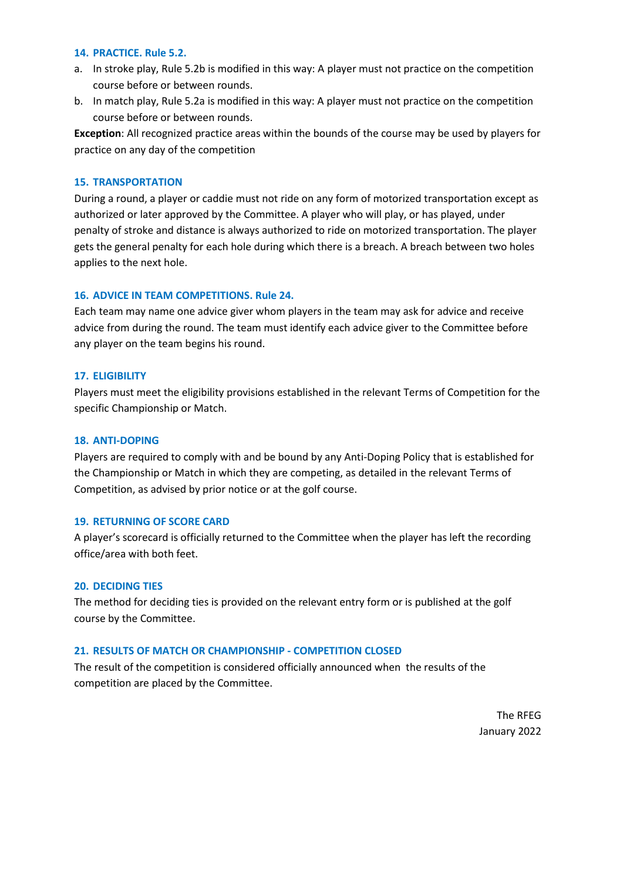### 14. PRACTICE. Rule 5.2.

a. In stroke play, Rule 5.2b is modified in this way: A player must not practice on the competition course before or between rounds.

b. In match play, Rule 5.2a is modified in this way: A player must not practice on the competition course before or between rounds.

**Exception**: All recognized practice areas within the bounds of the course may be used by players for practice on any day of the competition

### 15. TRANSPORTATION

During a round, a player or caddie must not ride on any form of motorized transportation except as authorized or later approved by the Committee. A player who will play, or has played, under penalty of stroke and distance is always authorized to ride on motorized transportation. The player gets the general penalty for each hole during which there is a breach. A breach between two holes applies to the next hole.

### 16. ADVICE IN TEAM COMPETITIONS. Rule 24.

Each team may name one advice giver whom players in the team may ask for advice and receive advice from during the round. The team must identify each advice giver to the Committee before any player on the team begins his round.

### 17. ELIGIBILITY

Players must meet the eligibility provisions established in the relevant Terms of Competition for the specific Championship or Match.

### 18. ANTI-DOPING

Players are required to comply with and be bound by any Anti-Doping Policy that is established for the Championship or Match in which they are competing, as detailed in the relevant Terms of Competition, as advised by prior notice or at the golf course.

### 19. RETURNING OF SCORE CARD

A player's scorecard is officially returned to the Committee when the player has left the recording office/area with both feet.

### 20. DECIDING TIES

The method for deciding ties is provided on the relevant entry form or is published at the golf course by the Committee.

### 21. RESULTS OF MATCH OR CHAMPIONSHIP - COMPETITION CLOSED

The result of the competition is considered officially announced when the results of the competition are placed by the Committee.

The RFEG
January 2022